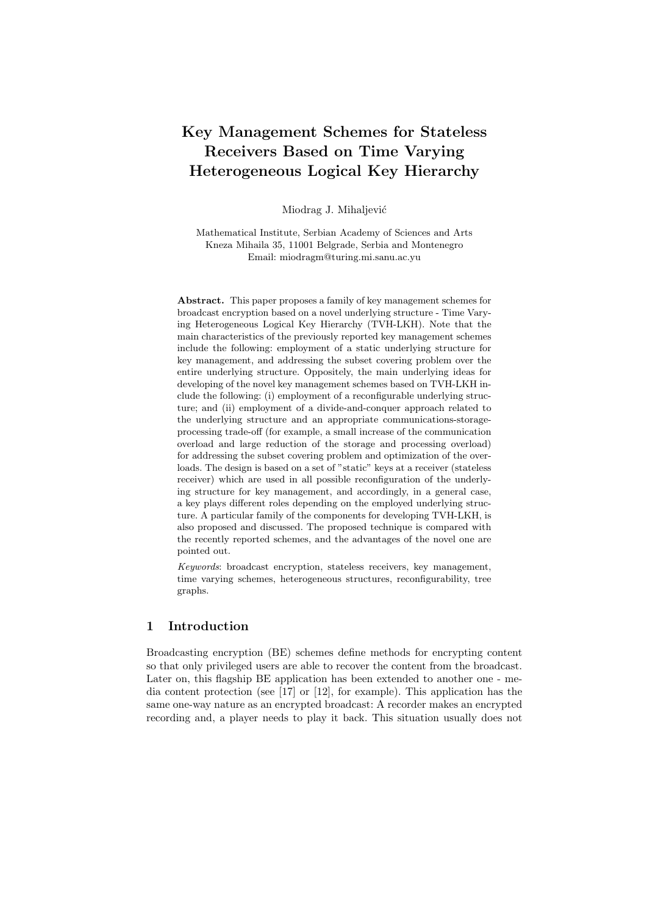# Key Management Schemes for Stateless Receivers Based on Time Varying Heterogeneous Logical Key Hierarchy

Miodrag J. Mihaljević

Mathematical Institute, Serbian Academy of Sciences and Arts
Kneza Mihaila 35, 11001 Belgrade, Serbia and Montenegro
Email: miodragm@turing.mi.sanu.ac.yu

**Abstract.** This paper proposes a family of key management schemes for broadcast encryption based on a novel underlying structure - Time Varying Heterogeneous Logical Key Hierarchy (TVH-LKH). Note that the main characteristics of the previously reported key management schemes include the following: employment of a static underlying structure for key management, and addressing the subset covering problem over the entire underlying structure. Oppositely, the main underlying ideas for developing of the novel key management schemes based on TVH-LKH include the following: (i) employment of a reconfigurable underlying structure; and (ii) employment of a divide-and-conquer approach related to the underlying structure and an appropriate communications-storage-processing trade-off (for example, a small increase of the communication overload and large reduction of the storage and processing overload) for addressing the subset covering problem and optimization of the overloads. The design is based on a set of "static" keys at a receiver (stateless receiver) which are used in all possible reconfiguration of the underlying structure for key management, and accordingly, in a general case, a key plays different roles depending on the employed underlying structure. A particular family of the components for developing TVH-LKH, is also proposed and discussed. The proposed technique is compared with the recently reported schemes, and the advantages of the novel one are pointed out.

*Keywords*: broadcast encryption, stateless receivers, key management, time varying schemes, heterogeneous structures, reconfigurability, tree graphs.

## 1 Introduction

Broadcasting encryption (BE) schemes define methods for encrypting content so that only privileged users are able to recover the content from the broadcast. Later on, this flagship BE application has been extended to another one - media content protection (see [17] or [12], for example). This application has the same one-way nature as an encrypted broadcast: A recorder makes an encrypted recording and, a player needs to play it back. This situation usually does not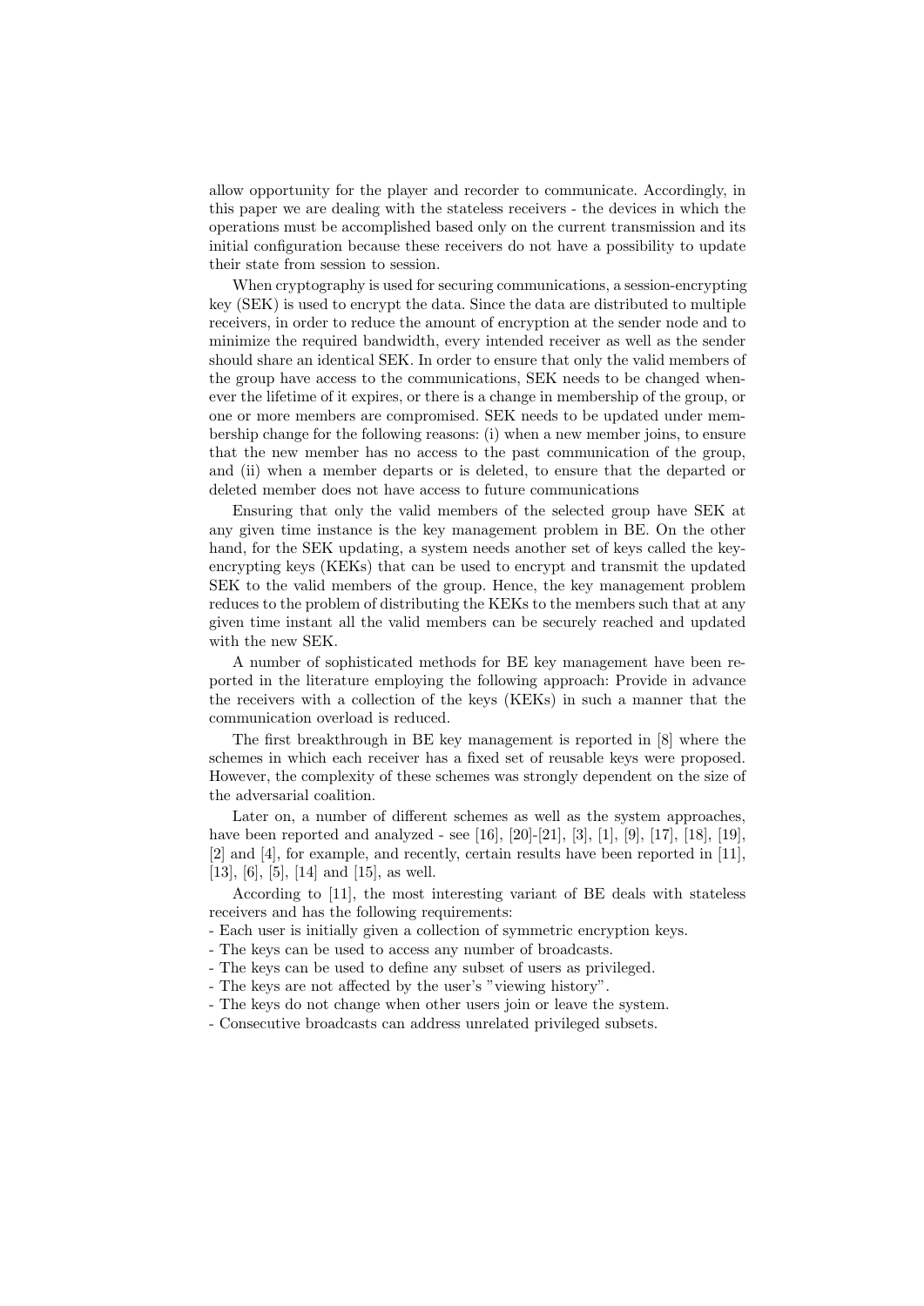allow opportunity for the player and recorder to communicate. Accordingly, in this paper we are dealing with the stateless receivers - the devices in which the operations must be accomplished based only on the current transmission and its initial configuration because these receivers do not have a possibility to update their state from session to session.

When cryptography is used for securing communications, a session-encrypting key (SEK) is used to encrypt the data. Since the data are distributed to multiple receivers, in order to reduce the amount of encryption at the sender node and to minimize the required bandwidth, every intended receiver as well as the sender should share an identical SEK. In order to ensure that only the valid members of the group have access to the communications, SEK needs to be changed whenever the lifetime of it expires, or there is a change in membership of the group, or one or more members are compromised. SEK needs to be updated under membership change for the following reasons: (i) when a new member joins, to ensure that the new member has no access to the past communication of the group, and (ii) when a member departs or is deleted, to ensure that the departed or deleted member does not have access to future communications

Ensuring that only the valid members of the selected group have SEK at any given time instance is the key management problem in BE. On the other hand, for the SEK updating, a system needs another set of keys called the key-encrypting keys (KEKs) that can be used to encrypt and transmit the updated SEK to the valid members of the group. Hence, the key management problem reduces to the problem of distributing the KEKs to the members such that at any given time instant all the valid members can be securely reached and updated with the new SEK.

A number of sophisticated methods for BE key management have been reported in the literature employing the following approach: Provide in advance the receivers with a collection of the keys (KEKs) in such a manner that the communication overload is reduced.

The first breakthrough in BE key management is reported in [8] where the schemes in which each receiver has a fixed set of reusable keys were proposed. However, the complexity of these schemes was strongly dependent on the size of the adversarial coalition.

Later on, a number of different schemes as well as the system approaches, have been reported and analyzed - see [16], [20]-[21], [3], [1], [9], [17], [18], [19], [2] and [4], for example, and recently, certain results have been reported in [11], [13], [6], [5], [14] and [15], as well.

According to [11], the most interesting variant of BE deals with stateless receivers and has the following requirements:

- Each user is initially given a collection of symmetric encryption keys.
- The keys can be used to access any number of broadcasts.
- The keys can be used to define any subset of users as privileged.
- The keys are not affected by the user's "viewing history".
- The keys do not change when other users join or leave the system.
- Consecutive broadcasts can address unrelated privileged subsets.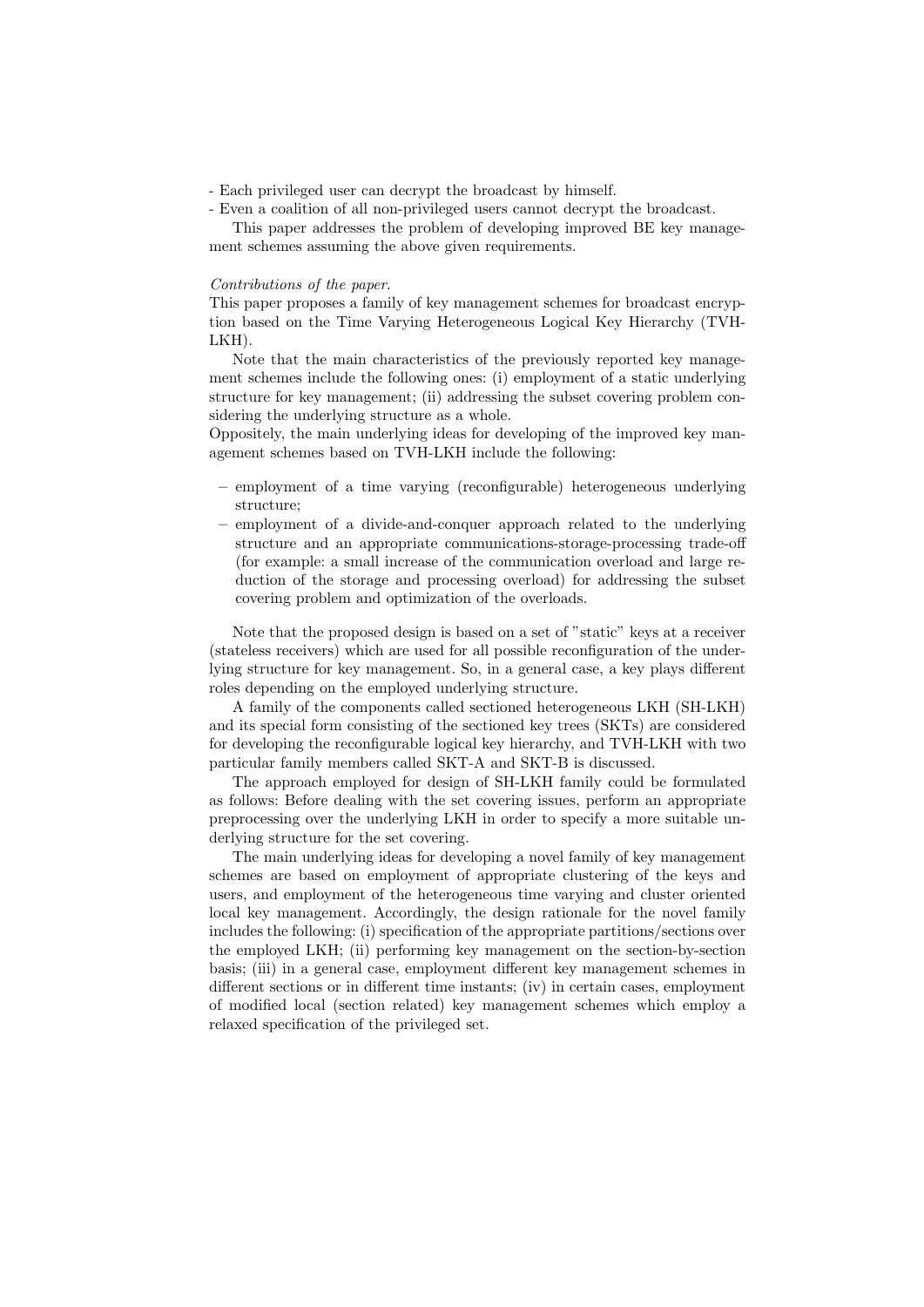- Each privileged user can decrypt the broadcast by himself.
- Even a coalition of all non-privileged users cannot decrypt the broadcast.

This paper addresses the problem of developing improved BE key management schemes assuming the above given requirements.

*Contributions of the paper.*
This paper proposes a family of key management schemes for broadcast encryption based on the Time Varying Heterogeneous Logical Key Hierarchy (TVH-LKH).

Note that the main characteristics of the previously reported key management schemes include the following ones: (i) employment of a static underlying structure for key management; (ii) addressing the subset covering problem considering the underlying structure as a whole.
Oppositely, the main underlying ideas for developing of the improved key management schemes based on TVH-LKH include the following:

- employment of a time varying (reconfigurable) heterogeneous underlying structure;
- employment of a divide-and-conquer approach related to the underlying structure and an appropriate communications-storage-processing trade-off (for example: a small increase of the communication overload and large reduction of the storage and processing overload) for addressing the subset covering problem and optimization of the overloads.

Note that the proposed design is based on a set of "static" keys at a receiver (stateless receivers) which are used for all possible reconfiguration of the underlying structure for key management. So, in a general case, a key plays different roles depending on the employed underlying structure.

A family of the components called sectioned heterogeneous LKH (SH-LKH) and its special form consisting of the sectioned key trees (SKTs) are considered for developing the reconfigurable logical key hierarchy, and TVH-LKH with two particular family members called SKT-A and SKT-B is discussed.

The approach employed for design of SH-LKH family could be formulated as follows: Before dealing with the set covering issues, perform an appropriate preprocessing over the underlying LKH in order to specify a more suitable underlying structure for the set covering.

The main underlying ideas for developing a novel family of key management schemes are based on employment of appropriate clustering of the keys and users, and employment of the heterogeneous time varying and cluster oriented local key management. Accordingly, the design rationale for the novel family includes the following: (i) specification of the appropriate partitions/sections over the employed LKH; (ii) performing key management on the section-by-section basis; (iii) in a general case, employment different key management schemes in different sections or in different time instants; (iv) in certain cases, employment of modified local (section related) key management schemes which employ a relaxed specification of the privileged set.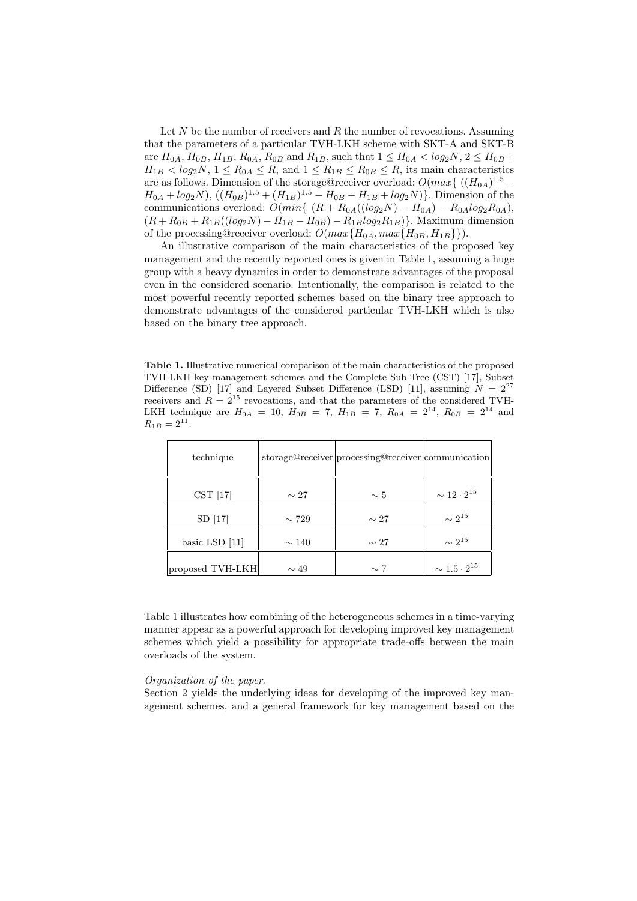Let $N$ be the number of receivers and $R$ the number of revocations. Assuming that the parameters of a particular TVH-LKH scheme with SKT-A and SKT-B are $H_{0A}$, $H_{0B}$, $H_{1B}$, $R_{0A}$, $R_{0B}$ and $R_{1B}$, such that $1 \leq H_{0A} < log_2 N$, $2 \leq H_{0B} + H_{1B} < log_2 N$, $1 \leq R_{0A} \leq R$, and $1 \leq R_{1B} \leq R_{0B} \leq R$, its main characteristics are as follows. Dimension of the storage@receiver overload: $O(max\{ ((H_{0A})^{1.5} - H_{0A} + log_2 N), ((H_{0B})^{1.5} + (H_{1B})^{1.5} - H_{0B} - H_{1B} + log_2 N)\}$. Dimension of the communications overload: $O(min\{ (R + R_{0A}((log_2 N) - H_{0A}) - R_{0A} log_2 R_{0A}), (R + R_{0B} + R_{1B}((log_2 N) - H_{1B} - H_{0B}) - R_{1B} log_2 R_{1B})\}$. Maximum dimension of the processing@receiver overload: $O(max\{H_{0A}, max\{H_{0B}, H_{1B}\}\})$.

An illustrative comparison of the main characteristics of the proposed key management and the recently reported ones is given in Table 1, assuming a huge group with a heavy dynamics in order to demonstrate advantages of the proposal even in the considered scenario. Intentionally, the comparison is related to the most powerful recently reported schemes based on the binary tree approach to demonstrate advantages of the considered particular TVH-LKH which is also based on the binary tree approach.

**Table 1.** Illustrative numerical comparison of the main characteristics of the proposed TVH-LKH key management schemes and the Complete Sub-Tree (CST) [17], Subset Difference (SD) [17] and Layered Subset Difference (LSD) [11], assuming $N = 2^{27}$ receivers and $R = 2^{15}$ revocations, and that the parameters of the considered TVH-LKH technique are $H_{0A} = 10$, $H_{0B} = 7$, $H_{1B} = 7$, $R_{0A} = 2^{14}$, $R_{0B} = 2^{14}$ and $R_{1B} = 2^{11}$.

| technique | storage@receiver | processing@receiver | communication |
|---|---|---|---|
| CST [17] | $\sim 27$ | $\sim 5$ | $\sim 12 \cdot 2^{15}$ |
| SD [17] | $\sim 729$ | $\sim 27$ | $\sim 2^{15}$ |
| basic LSD [11] | $\sim 140$ | $\sim 27$ | $\sim 2^{15}$ |
| proposed TVH-LKH | $\sim 49$ | $\sim 7$ | $\sim 1.5 \cdot 2^{15}$ |

Table 1 illustrates how combining of the heterogeneous schemes in a time-varying manner appear as a powerful approach for developing improved key management schemes which yield a possibility for appropriate trade-offs between the main overloads of the system.

*Organization of the paper.*
Section 2 yields the underlying ideas for developing of the improved key management schemes, and a general framework for key management based on the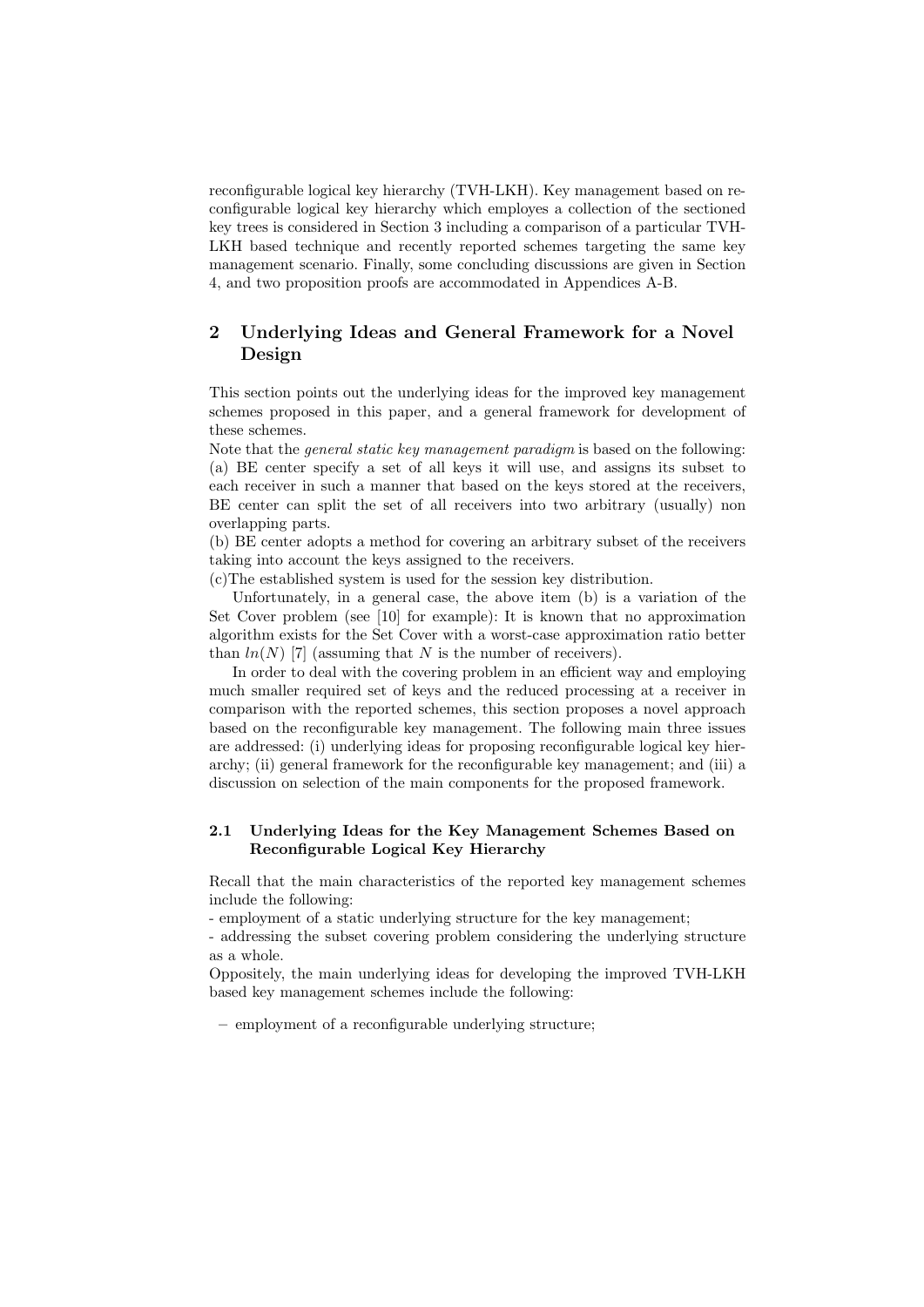reconfigurable logical key hierarchy (TVH-LKH). Key management based on reconfigurable logical key hierarchy which employes a collection of the sectioned key trees is considered in Section 3 including a comparison of a particular TVH-LKH based technique and recently reported schemes targeting the same key management scenario. Finally, some concluding discussions are given in Section 4, and two proposition proofs are accommodated in Appendices A-B.

## 2 Underlying Ideas and General Framework for a Novel Design

This section points out the underlying ideas for the improved key management schemes proposed in this paper, and a general framework for development of these schemes.

Note that the *general static key management paradigm* is based on the following:
(a) BE center specify a set of all keys it will use, and assigns its subset to each receiver in such a manner that based on the keys stored at the receivers, BE center can split the set of all receivers into two arbitrary (usually) non overlapping parts.
(b) BE center adopts a method for covering an arbitrary subset of the receivers taking into account the keys assigned to the receivers.
(c)The established system is used for the session key distribution.

Unfortunately, in a general case, the above item (b) is a variation of the Set Cover problem (see [10] for example): It is known that no approximation algorithm exists for the Set Cover with a worst-case approximation ratio better than $ln(N)$ [7] (assuming that $N$ is the number of receivers).

In order to deal with the covering problem in an efficient way and employing much smaller required set of keys and the reduced processing at a receiver in comparison with the reported schemes, this section proposes a novel approach based on the reconfigurable key management. The following main three issues are addressed: (i) underlying ideas for proposing reconfigurable logical key hierarchy; (ii) general framework for the reconfigurable key management; and (iii) a discussion on selection of the main components for the proposed framework.

### 2.1 Underlying Ideas for the Key Management Schemes Based on Reconfigurable Logical Key Hierarchy

Recall that the main characteristics of the reported key management schemes include the following:
- employment of a static underlying structure for the key management;
- addressing the subset covering problem considering the underlying structure as a whole.

Oppositely, the main underlying ideas for developing the improved TVH-LKH based key management schemes include the following:

– employment of a reconfigurable underlying structure;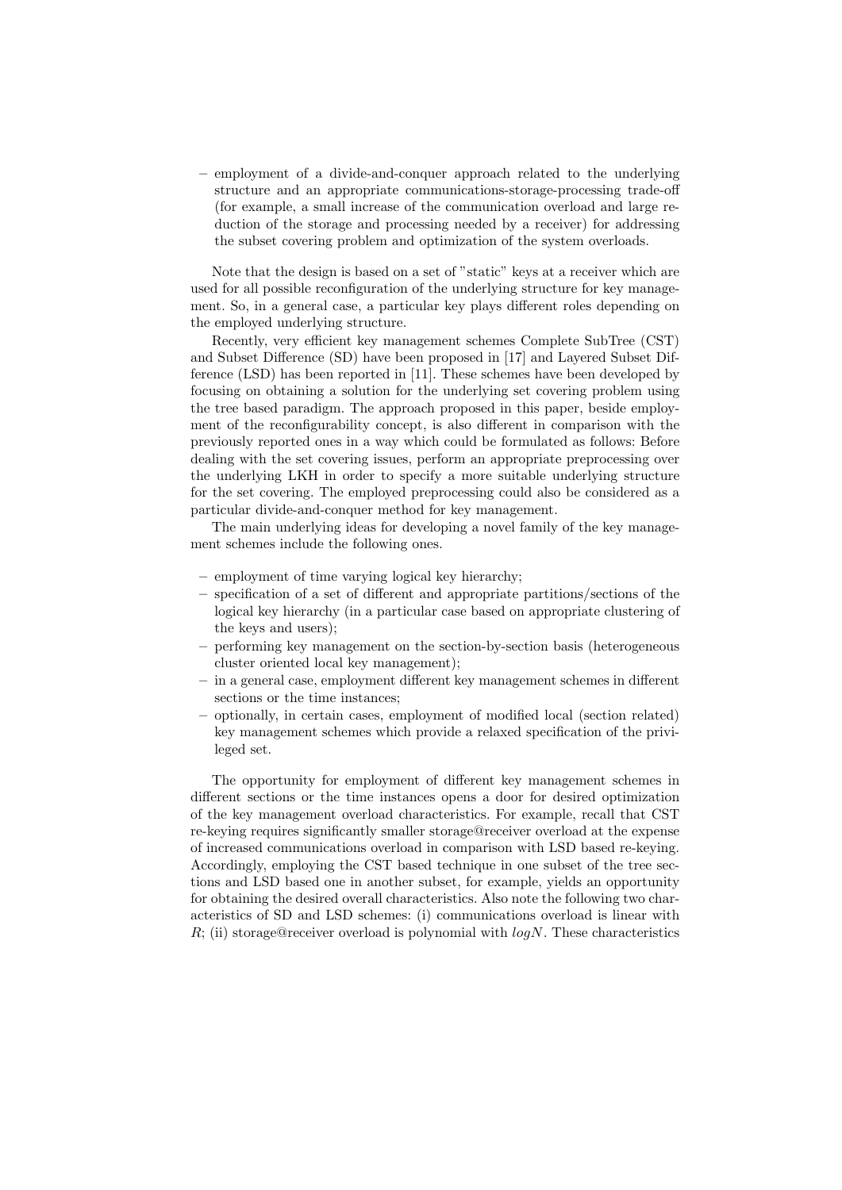– employment of a divide-and-conquer approach related to the underlying structure and an appropriate communications-storage-processing trade-off (for example, a small increase of the communication overload and large reduction of the storage and processing needed by a receiver) for addressing the subset covering problem and optimization of the system overloads.

Note that the design is based on a set of "static" keys at a receiver which are used for all possible reconfiguration of the underlying structure for key management. So, in a general case, a particular key plays different roles depending on the employed underlying structure.

Recently, very efficient key management schemes Complete SubTree (CST) and Subset Difference (SD) have been proposed in [17] and Layered Subset Difference (LSD) has been reported in [11]. These schemes have been developed by focusing on obtaining a solution for the underlying set covering problem using the tree based paradigm. The approach proposed in this paper, beside employment of the reconfigurability concept, is also different in comparison with the previously reported ones in a way which could be formulated as follows: Before dealing with the set covering issues, perform an appropriate preprocessing over the underlying LKH in order to specify a more suitable underlying structure for the set covering. The employed preprocessing could also be considered as a particular divide-and-conquer method for key management.

The main underlying ideas for developing a novel family of the key management schemes include the following ones.

- employment of time varying logical key hierarchy;
- specification of a set of different and appropriate partitions/sections of the logical key hierarchy (in a particular case based on appropriate clustering of the keys and users);
- performing key management on the section-by-section basis (heterogeneous cluster oriented local key management);
- in a general case, employment different key management schemes in different sections or the time instances;
- optionally, in certain cases, employment of modified local (section related) key management schemes which provide a relaxed specification of the privileged set.

The opportunity for employment of different key management schemes in different sections or the time instances opens a door for desired optimization of the key management overload characteristics. For example, recall that CST re-keying requires significantly smaller storage@receiver overload at the expense of increased communications overload in comparison with LSD based re-keying. Accordingly, employing the CST based technique in one subset of the tree sections and LSD based one in another subset, for example, yields an opportunity for obtaining the desired overall characteristics. Also note the following two characteristics of SD and LSD schemes: (i) communications overload is linear with $R$; (ii) storage@receiver overload is polynomial with $logN$. These characteristics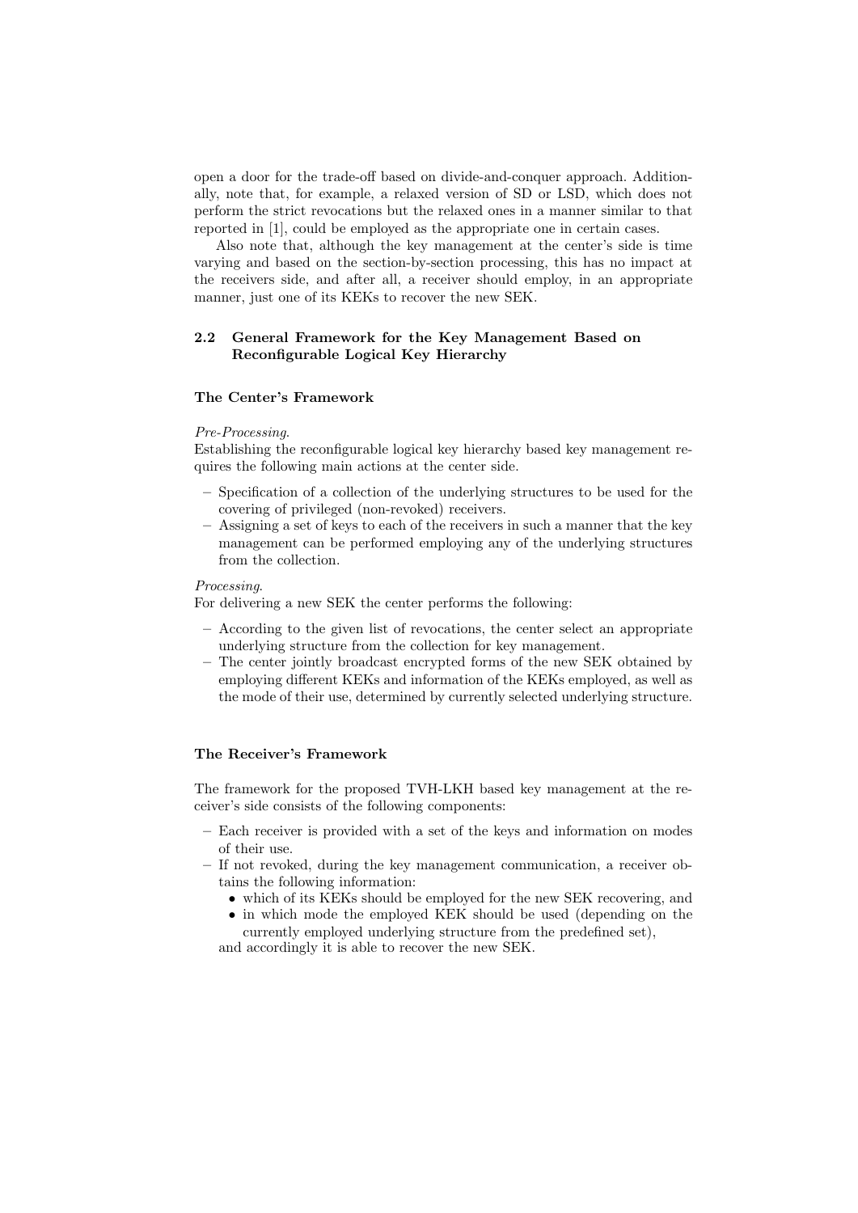open a door for the trade-off based on divide-and-conquer approach. Additionally, note that, for example, a relaxed version of SD or LSD, which does not perform the strict revocations but the relaxed ones in a manner similar to that reported in [1], could be employed as the appropriate one in certain cases.

Also note that, although the key management at the center's side is time varying and based on the section-by-section processing, this has no impact at the receivers side, and after all, a receiver should employ, in an appropriate manner, just one of its KEKs to recover the new SEK.

### 2.2 General Framework for the Key Management Based on Reconfigurable Logical Key Hierarchy

#### The Center's Framework

*Pre-Processing*.
Establishing the reconfigurable logical key hierarchy based key management requires the following main actions at the center side.

- Specification of a collection of the underlying structures to be used for the covering of privileged (non-revoked) receivers.
- Assigning a set of keys to each of the receivers in such a manner that the key management can be performed employing any of the underlying structures from the collection.

*Processing*.
For delivering a new SEK the center performs the following:

- According to the given list of revocations, the center select an appropriate underlying structure from the collection for key management.
- The center jointly broadcast encrypted forms of the new SEK obtained by employing different KEKs and information of the KEKs employed, as well as the mode of their use, determined by currently selected underlying structure.

#### The Receiver's Framework

The framework for the proposed TVH-LKH based key management at the receiver's side consists of the following components:

- Each receiver is provided with a set of the keys and information on modes of their use.
- If not revoked, during the key management communication, a receiver obtains the following information:
  - which of its KEKs should be employed for the new SEK recovering, and
  - in which mode the employed KEK should be used (depending on the currently employed underlying structure from the predefined set),

  and accordingly it is able to recover the new SEK.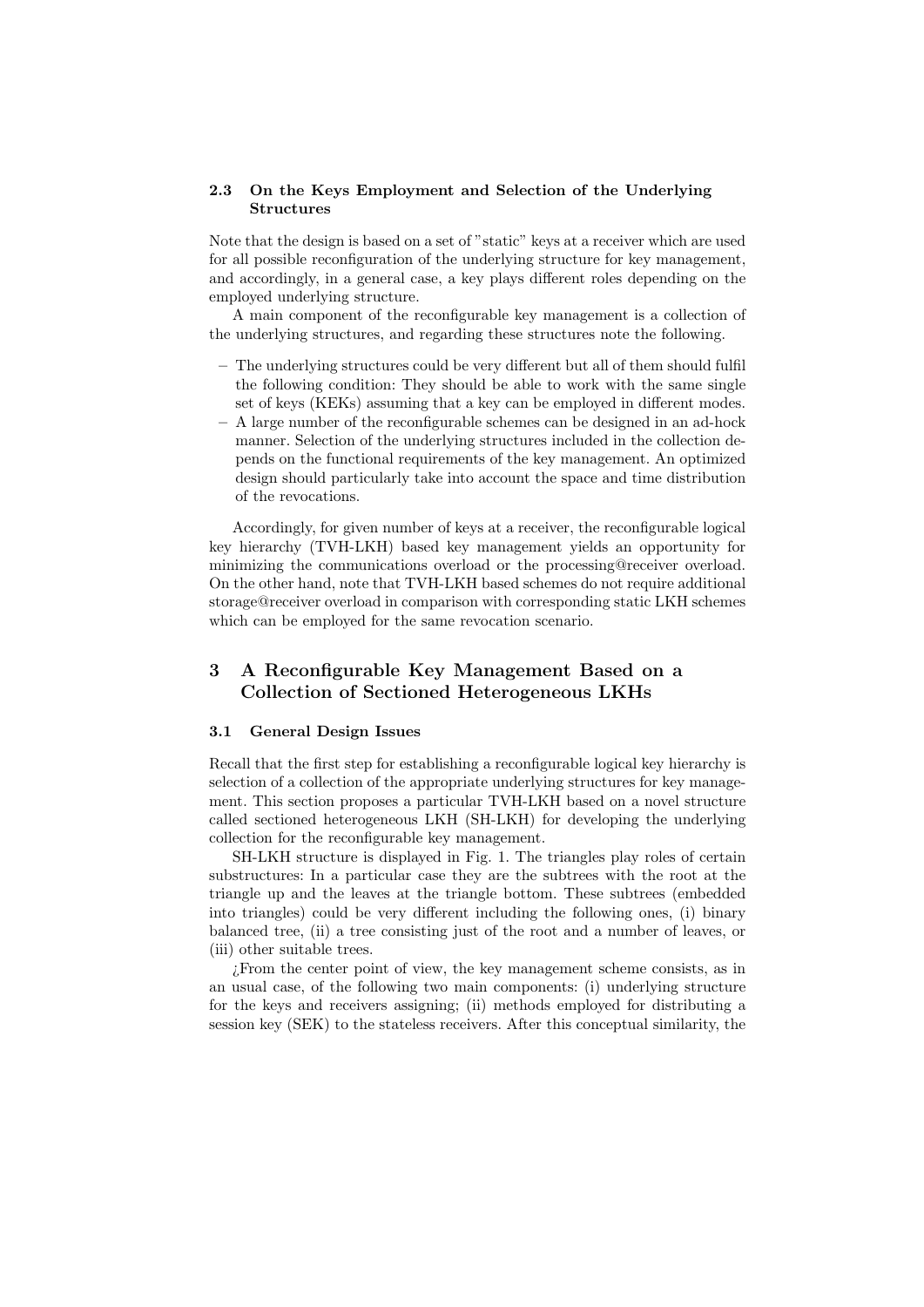### 2.3 On the Keys Employment and Selection of the Underlying Structures

Note that the design is based on a set of "static" keys at a receiver which are used for all possible reconfiguration of the underlying structure for key management, and accordingly, in a general case, a key plays different roles depending on the employed underlying structure.

A main component of the reconfigurable key management is a collection of the underlying structures, and regarding these structures note the following.

- The underlying structures could be very different but all of them should fulfil the following condition: They should be able to work with the same single set of keys (KEKs) assuming that a key can be employed in different modes.
- A large number of the reconfigurable schemes can be designed in an ad-hock manner. Selection of the underlying structures included in the collection depends on the functional requirements of the key management. An optimized design should particularly take into account the space and time distribution of the revocations.

Accordingly, for given number of keys at a receiver, the reconfigurable logical key hierarchy (TVH-LKH) based key management yields an opportunity for minimizing the communications overload or the processing@receiver overload. On the other hand, note that TVH-LKH based schemes do not require additional storage@receiver overload in comparison with corresponding static LKH schemes which can be employed for the same revocation scenario.

## 3 A Reconfigurable Key Management Based on a Collection of Sectioned Heterogeneous LKHs

### 3.1 General Design Issues

Recall that the first step for establishing a reconfigurable logical key hierarchy is selection of a collection of the appropriate underlying structures for key management. This section proposes a particular TVH-LKH based on a novel structure called sectioned heterogeneous LKH (SH-LKH) for developing the underlying collection for the reconfigurable key management.

SH-LKH structure is displayed in Fig. 1. The triangles play roles of certain substructures: In a particular case they are the subtrees with the root at the triangle up and the leaves at the triangle bottom. These subtrees (embedded into triangles) could be very different including the following ones, (i) binary balanced tree, (ii) a tree consisting just of the root and a number of leaves, or (iii) other suitable trees.

¿From the center point of view, the key management scheme consists, as in an usual case, of the following two main components: (i) underlying structure for the keys and receivers assigning; (ii) methods employed for distributing a session key (SEK) to the stateless receivers. After this conceptual similarity, the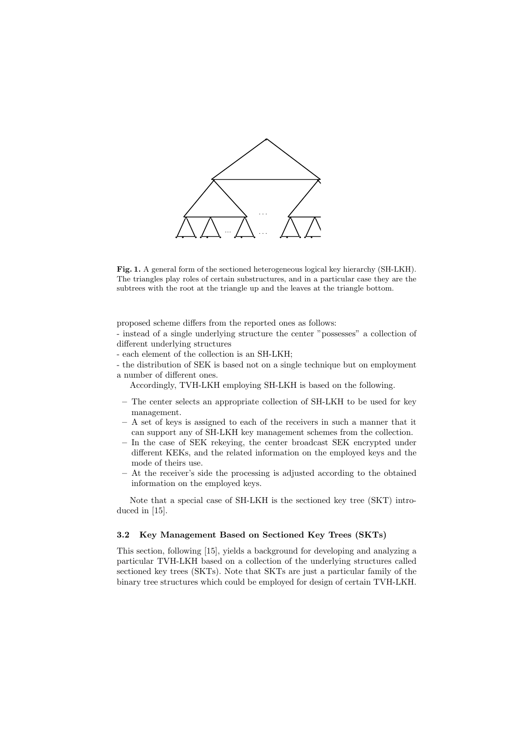**Fig. 1.** A general form of the sectioned heterogeneous logical key hierarchy (SH-LKH). The triangles play roles of certain substructures, and in a particular case they are the subtrees with the root at the triangle up and the leaves at the triangle bottom.

proposed scheme differs from the reported ones as follows:
- instead of a single underlying structure the center "possesses" a collection of different underlying structures
- each element of the collection is an SH-LKH;
- the distribution of SEK is based not on a single technique but on employment a number of different ones.

Accordingly, TVH-LKH employing SH-LKH is based on the following.

- The center selects an appropriate collection of SH-LKH to be used for key management.
- A set of keys is assigned to each of the receivers in such a manner that it can support any of SH-LKH key management schemes from the collection.
- In the case of SEK rekeying, the center broadcast SEK encrypted under different KEKs, and the related information on the employed keys and the mode of theirs use.
- At the receiver's side the processing is adjusted according to the obtained information on the employed keys.

Note that a special case of SH-LKH is the sectioned key tree (SKT) introduced in [15].

### 3.2 Key Management Based on Sectioned Key Trees (SKTs)

This section, following [15], yields a background for developing and analyzing a particular TVH-LKH based on a collection of the underlying structures called sectioned key trees (SKTs). Note that SKTs are just a particular family of the binary tree structures which could be employed for design of certain TVH-LKH.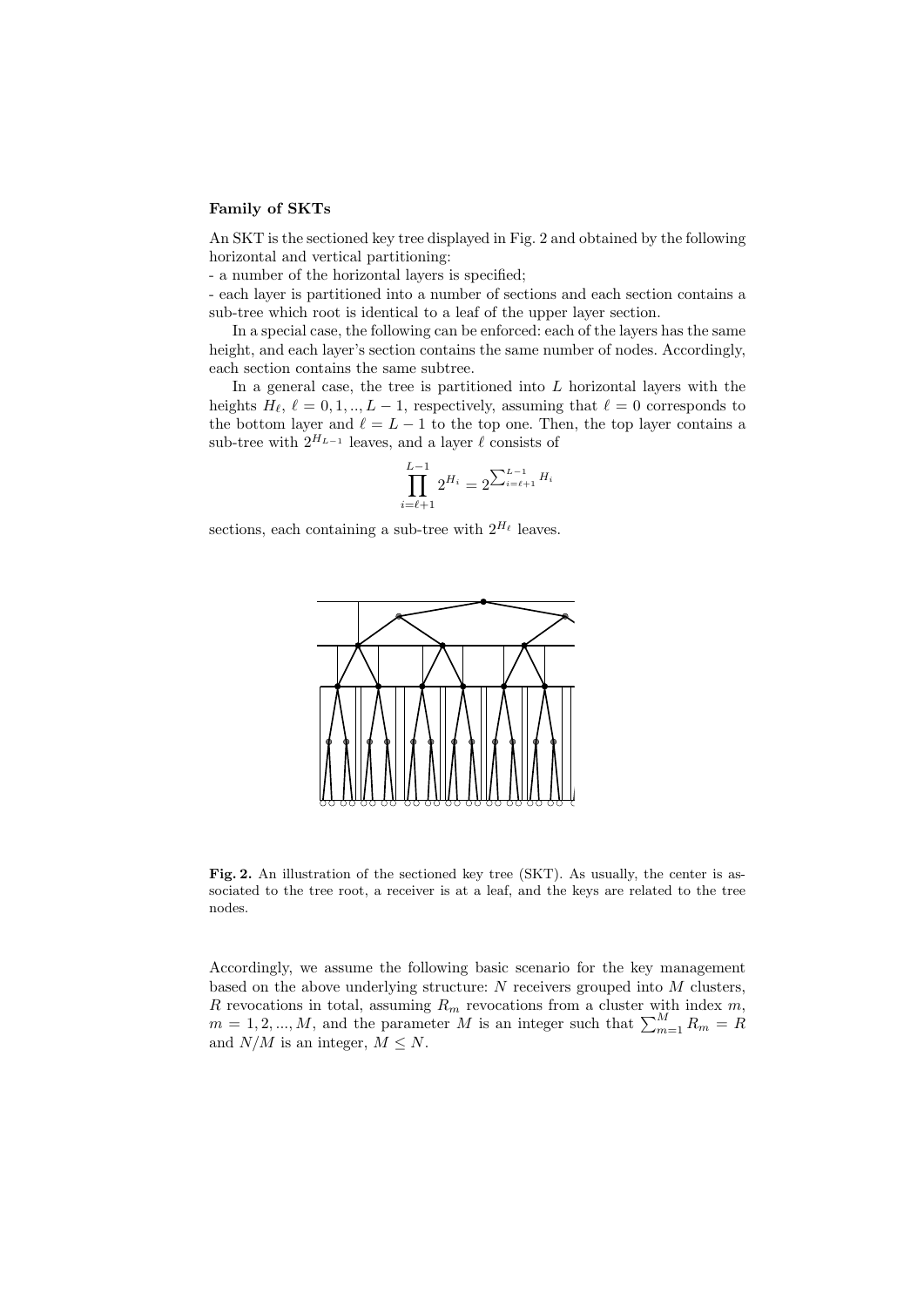**Family of SKTs**

An SKT is the sectioned key tree displayed in Fig. 2 and obtained by the following horizontal and vertical partitioning:

- a number of the horizontal layers is specified;
- each layer is partitioned into a number of sections and each section contains a sub-tree which root is identical to a leaf of the upper layer section.

In a special case, the following can be enforced: each of the layers has the same height, and each layer's section contains the same number of nodes. Accordingly, each section contains the same subtree.

In a general case, the tree is partitioned into $L$ horizontal layers with the heights $H_\ell$, $\ell = 0, 1, .., L-1$, respectively, assuming that $\ell = 0$ corresponds to the bottom layer and $\ell = L-1$ to the top one. Then, the top layer contains a sub-tree with $2^{H_{L-1}}$ leaves, and a layer $\ell$ consists of

$$\prod_{i=\ell+1}^{L-1} 2^{H_i} = 2^{\sum_{i=\ell+1}^{L-1} H_i}$$

sections, each containing a sub-tree with $2^{H_\ell}$ leaves.

**Fig. 2.** An illustration of the sectioned key tree (SKT). As usually, the center is associated to the tree root, a receiver is at a leaf, and the keys are related to the tree nodes.

Accordingly, we assume the following basic scenario for the key management based on the above underlying structure: $N$ receivers grouped into $M$ clusters, $R$ revocations in total, assuming $R_m$ revocations from a cluster with index $m$, $m = 1, 2, ..., M$, and the parameter $M$ is an integer such that $\sum_{m=1}^{M} R_m = R$ and $N/M$ is an integer, $M \leq N$.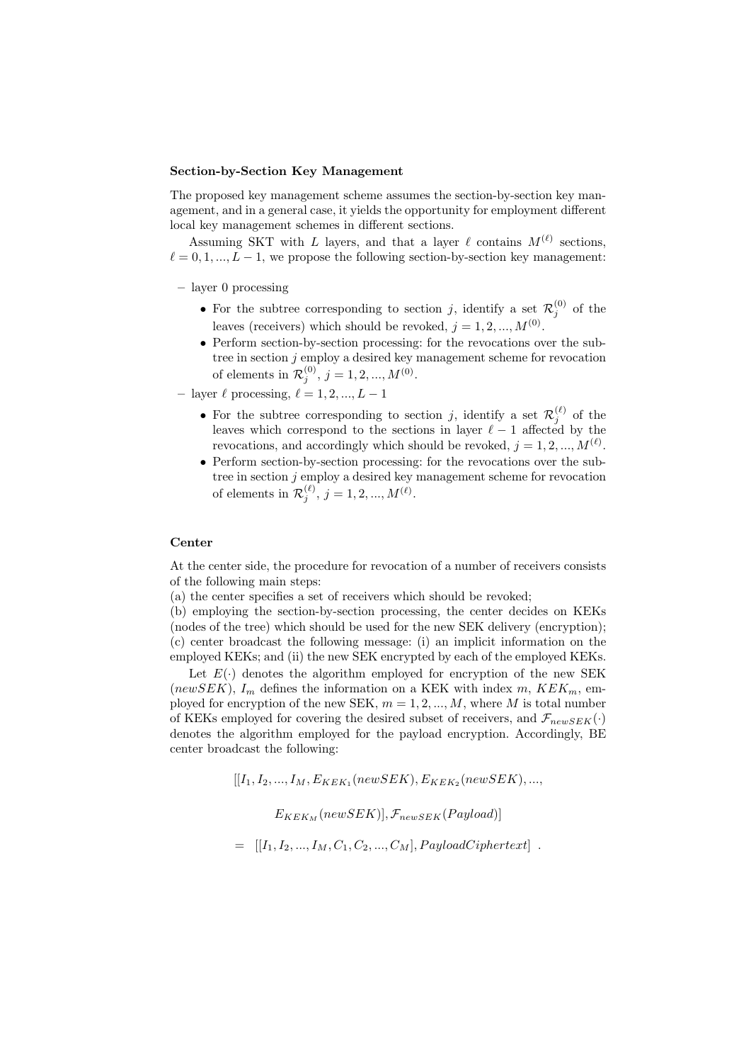**Section-by-Section Key Management**

The proposed key management scheme assumes the section-by-section key management, and in a general case, it yields the opportunity for employment different local key management schemes in different sections.

Assuming SKT with $L$ layers, and that a layer $\ell$ contains $M^{(\ell)}$ sections, $\ell = 0, 1, ..., L-1$, we propose the following section-by-section key management:

- layer 0 processing
  - For the subtree corresponding to section $j$, identify a set $\mathcal{R}_j^{(0)}$ of the leaves (receivers) which should be revoked, $j = 1, 2, ..., M^{(0)}$.
  - Perform section-by-section processing: for the revocations over the subtree in section $j$ employ a desired key management scheme for revocation of elements in $\mathcal{R}_j^{(0)}$, $j = 1, 2, ..., M^{(0)}$.
- layer $\ell$ processing, $\ell = 1, 2, ..., L-1$
  - For the subtree corresponding to section $j$, identify a set $\mathcal{R}_j^{(\ell)}$ of the leaves which correspond to the sections in layer $\ell - 1$ affected by the revocations, and accordingly which should be revoked, $j = 1, 2, ..., M^{(\ell)}$.
  - Perform section-by-section processing: for the revocations over the subtree in section $j$ employ a desired key management scheme for revocation of elements in $\mathcal{R}_j^{(\ell)}$, $j = 1, 2, ..., M^{(\ell)}$.

**Center**

At the center side, the procedure for revocation of a number of receivers consists of the following main steps:
(a) the center specifies a set of receivers which should be revoked;
(b) employing the section-by-section processing, the center decides on KEKs (nodes of the tree) which should be used for the new SEK delivery (encryption);
(c) center broadcast the following message: (i) an implicit information on the employed KEKs; and (ii) the new SEK encrypted by each of the employed KEKs.

Let $E(\cdot)$ denotes the algorithm employed for encryption of the new SEK ($newSEK$), $I_m$ defines the information on a KEK with index $m$, $KEK_m$, employed for encryption of the new SEK, $m = 1, 2, ..., M$, where $M$ is total number of KEKs employed for covering the desired subset of receivers, and $\mathcal{F}_{newSEK}(\cdot)$ denotes the algorithm employed for the payload encryption. Accordingly, BE center broadcast the following:

$$
\begin{aligned}
&[[I_1, I_2, ..., I_M, E_{KEK_1}(newSEK), E_{KEK_2}(newSEK), ..., \\
&\qquad E_{KEK_M}(newSEK)], \mathcal{F}_{newSEK}(Payload)] \\
&= \; [[I_1, I_2, ..., I_M, C_1, C_2, ..., C_M], PayloadCiphertext] \; .
\end{aligned}
$$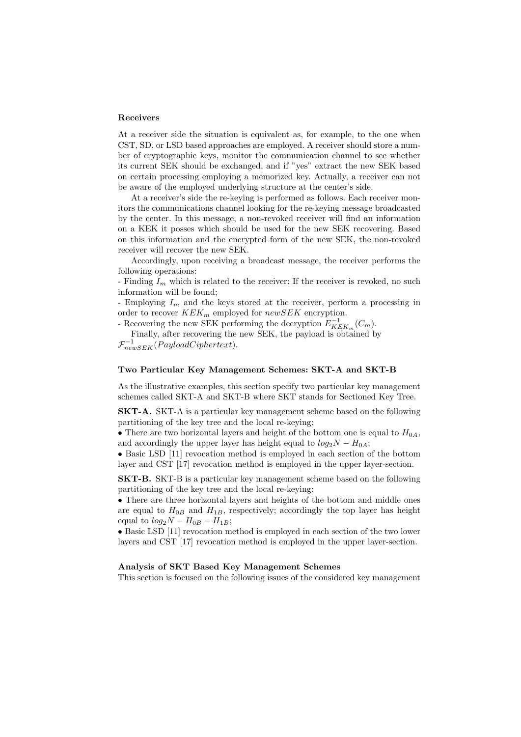#### Receivers

At a receiver side the situation is equivalent as, for example, to the one when CST, SD, or LSD based approaches are employed. A receiver should store a number of cryptographic keys, monitor the communication channel to see whether its current SEK should be exchanged, and if "yes" extract the new SEK based on certain processing employing a memorized key. Actually, a receiver can not be aware of the employed underlying structure at the center's side.

At a receiver's side the re-keying is performed as follows. Each receiver monitors the communications channel looking for the re-keying message broadcasted by the center. In this message, a non-revoked receiver will find an information on a KEK it posses which should be used for the new SEK recovering. Based on this information and the encrypted form of the new SEK, the non-revoked receiver will recover the new SEK.

Accordingly, upon receiving a broadcast message, the receiver performs the following operations:

- Finding $I_m$ which is related to the receiver: If the receiver is revoked, no such information will be found;
- Employing $I_m$ and the keys stored at the receiver, perform a processing in order to recover $KEK_m$ employed for $newSEK$ encryption.
- Recovering the new SEK performing the decryption $E^{-1}_{KEK_m}(C_m)$.

Finally, after recovering the new SEK, the payload is obtained by $\mathcal{F}^{-1}_{newSEK}(PayloadCiphertext)$.

#### Two Particular Key Management Schemes: SKT-A and SKT-B

As the illustrative examples, this section specify two particular key management schemes called SKT-A and SKT-B where SKT stands for Sectioned Key Tree.

**SKT-A.** SKT-A is a particular key management scheme based on the following partitioning of the key tree and the local re-keying:

- There are two horizontal layers and height of the bottom one is equal to $H_{0A}$, and accordingly the upper layer has height equal to $log_2 N - H_{0A}$;
- Basic LSD [11] revocation method is employed in each section of the bottom layer and CST [17] revocation method is employed in the upper layer-section.

**SKT-B.** SKT-B is a particular key management scheme based on the following partitioning of the key tree and the local re-keying:

- There are three horizontal layers and heights of the bottom and middle ones are equal to $H_{0B}$ and $H_{1B}$, respectively; accordingly the top layer has height equal to $log_2 N - H_{0B} - H_{1B}$;
- Basic LSD [11] revocation method is employed in each section of the two lower layers and CST [17] revocation method is employed in the upper layer-section.

#### Analysis of SKT Based Key Management Schemes

This section is focused on the following issues of the considered key management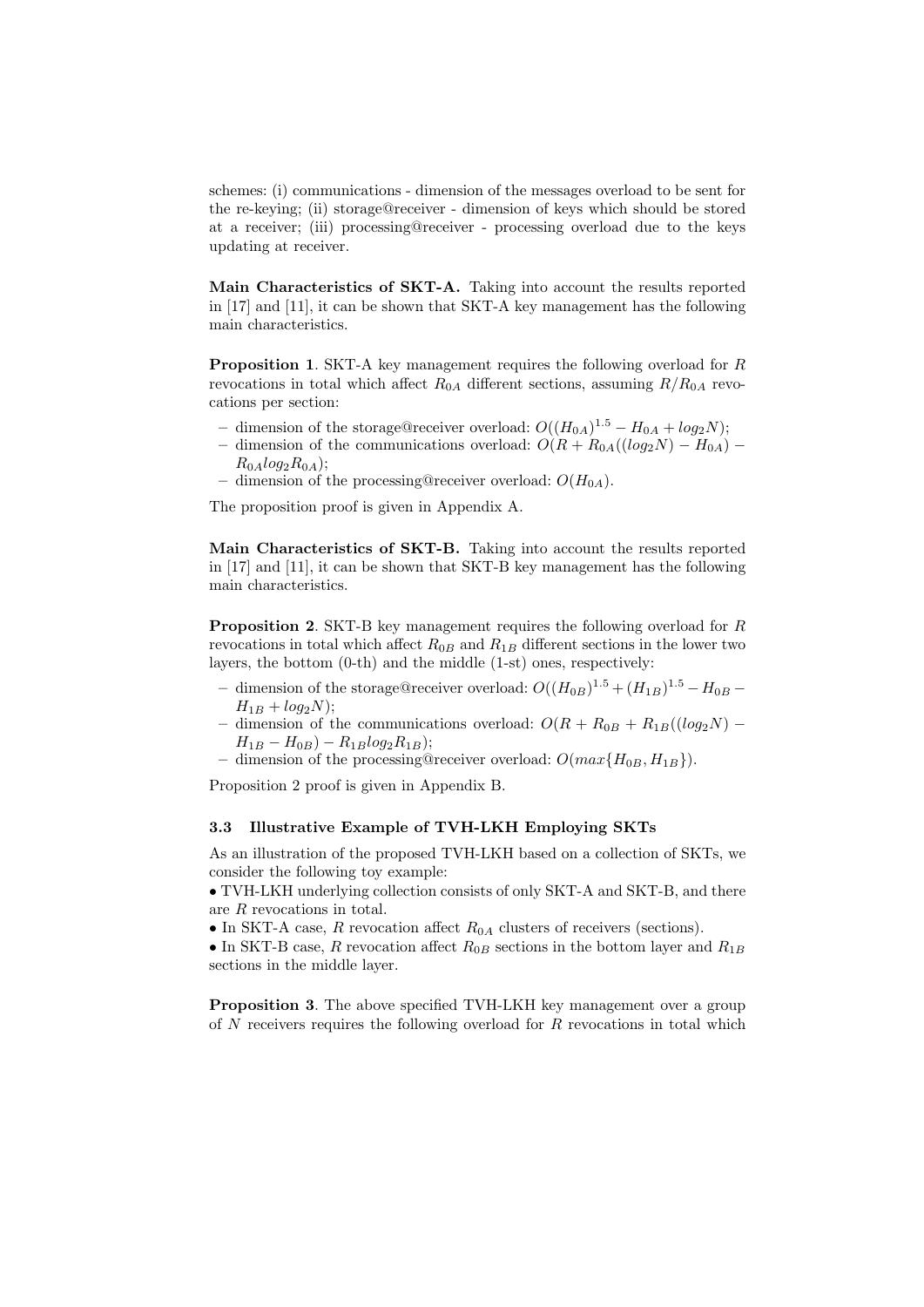schemes: (i) communications - dimension of the messages overload to be sent for the re-keying; (ii) storage@receiver - dimension of keys which should be stored at a receiver; (iii) processing@receiver - processing overload due to the keys updating at receiver.

**Main Characteristics of SKT-A.** Taking into account the results reported in [17] and [11], it can be shown that SKT-A key management has the following main characteristics.

**Proposition 1**. SKT-A key management requires the following overload for $R$ revocations in total which affect $R_{0A}$ different sections, assuming $R/R_{0A}$ revocations per section:

- dimension of the storage@receiver overload: $O((H_{0A})^{1.5} - H_{0A} + log_2 N)$;
- dimension of the communications overload: $O(R + R_{0A}((log_2 N) - H_{0A}) - R_{0A} log_2 R_{0A})$;
- dimension of the processing@receiver overload: $O(H_{0A})$.

The proposition proof is given in Appendix A.

**Main Characteristics of SKT-B.** Taking into account the results reported in [17] and [11], it can be shown that SKT-B key management has the following main characteristics.

**Proposition 2**. SKT-B key management requires the following overload for $R$ revocations in total which affect $R_{0B}$ and $R_{1B}$ different sections in the lower two layers, the bottom (0-th) and the middle (1-st) ones, respectively:

- dimension of the storage@receiver overload: $O((H_{0B})^{1.5} + (H_{1B})^{1.5} - H_{0B} - H_{1B} + log_2 N)$;
- dimension of the communications overload: $O(R + R_{0B} + R_{1B}((log_2 N) - H_{1B} - H_{0B}) - R_{1B} log_2 R_{1B})$;
- dimension of the processing@receiver overload: $O(max\{H_{0B}, H_{1B}\})$.

Proposition 2 proof is given in Appendix B.

### 3.3 Illustrative Example of TVH-LKH Employing SKTs

As an illustration of the proposed TVH-LKH based on a collection of SKTs, we consider the following toy example:

• TVH-LKH underlying collection consists of only SKT-A and SKT-B, and there are $R$ revocations in total.

• In SKT-A case, $R$ revocation affect $R_{0A}$ clusters of receivers (sections).

• In SKT-B case, $R$ revocation affect $R_{0B}$ sections in the bottom layer and $R_{1B}$ sections in the middle layer.

**Proposition 3**. The above specified TVH-LKH key management over a group of $N$ receivers requires the following overload for $R$ revocations in total which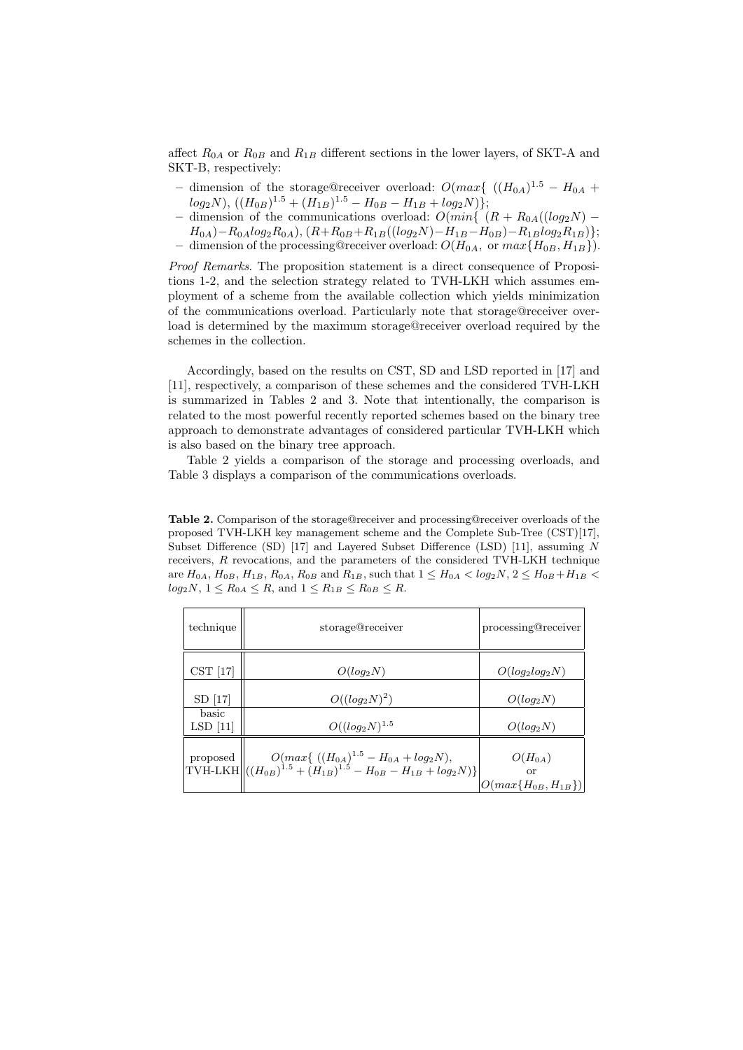affect $R_{0A}$ or $R_{0B}$ and $R_{1B}$ different sections in the lower layers, of SKT-A and SKT-B, respectively:

- dimension of the storage@receiver overload: $O(max\{ \ ((H_{0A})^{1.5} - H_{0A} + log_2N), \ ((H_{0B})^{1.5} + (H_{1B})^{1.5} - H_{0B} - H_{1B} + log_2N)\}$;
- dimension of the communications overload: $O(min\{ \ (R + R_{0A}((log_2N) - H_{0A}) - R_{0A}log_2R_{0A}), (R + R_{0B} + R_{1B}((log_2N) - H_{1B} - H_{0B}) - R_{1B}log_2R_{1B})\}$;
- dimension of the processing@receiver overload: $O(H_{0A}, \text{ or } max\{H_{0B}, H_{1B}\})$.

*Proof Remarks*. The proposition statement is a direct consequence of Propositions 1-2, and the selection strategy related to TVH-LKH which assumes employment of a scheme from the available collection which yields minimization of the communications overload. Particularly note that storage@receiver overload is determined by the maximum storage@receiver overload required by the schemes in the collection.

Accordingly, based on the results on CST, SD and LSD reported in [17] and [11], respectively, a comparison of these schemes and the considered TVH-LKH is summarized in Tables 2 and 3. Note that intentionally, the comparison is related to the most powerful recently reported schemes based on the binary tree approach to demonstrate advantages of considered particular TVH-LKH which is also based on the binary tree approach.

Table 2 yields a comparison of the storage and processing overloads, and Table 3 displays a comparison of the communications overloads.

**Table 2.** Comparison of the storage@receiver and processing@receiver overloads of the proposed TVH-LKH key management scheme and the Complete Sub-Tree (CST)[17], Subset Difference (SD) [17] and Layered Subset Difference (LSD) [11], assuming $N$ receivers, $R$ revocations, and the parameters of the considered TVH-LKH technique are $H_{0A}$, $H_{0B}$, $H_{1B}$, $R_{0A}$, $R_{0B}$ and $R_{1B}$, such that $1 \leq H_{0A} < log_2N$, $2 \leq H_{0B} + H_{1B} < log_2N$, $1 \leq R_{0A} \leq R$, and $1 \leq R_{1B} \leq R_{0B} \leq R$.

| technique | storage@receiver | processing@receiver |
|---|---|---|
| CST [17] | $O(log_2N)$ | $O(log_2log_2N)$ |
| SD [17] | $O((log_2N)^2)$ | $O(log_2N)$ |
| basic LSD [11] | $O((log_2N)^{1.5}$ | $O(log_2N)$ |
| proposed TVH-LKH | $O(max\{ \ ((H_{0A})^{1.5} - H_{0A} + log_2N), \ ((H_{0B})^{1.5} + (H_{1B})^{1.5} - H_{0B} - H_{1B} + log_2N)\}$ | $O(H_{0A})$ or $O(max\{H_{0B}, H_{1B}\})$ |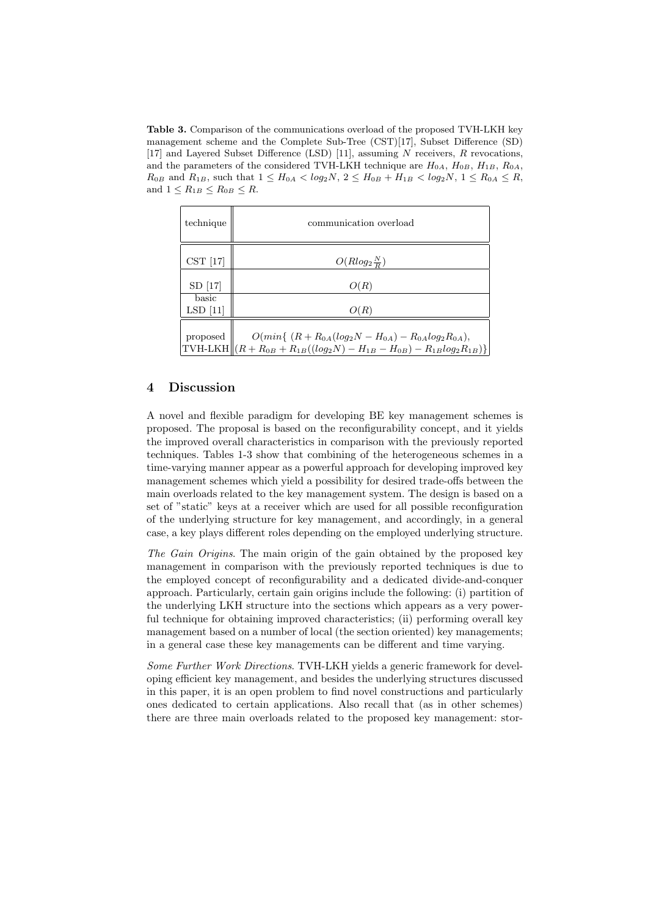**Table 3.** Comparison of the communications overload of the proposed TVH-LKH key management scheme and the Complete Sub-Tree (CST)[17], Subset Difference (SD) [17] and Layered Subset Difference (LSD) [11], assuming $N$ receivers, $R$ revocations, and the parameters of the considered TVH-LKH technique are $H_{0A}$, $H_{0B}$, $H_{1B}$, $R_{0A}$, $R_{0B}$ and $R_{1B}$, such that $1 \leq H_{0A} < log_2 N$, $2 \leq H_{0B} + H_{1B} < log_2 N$, $1 \leq R_{0A} \leq R$, and $1 \leq R_{1B} \leq R_{0B} \leq R$.

| technique | communication overload |
|---|---|
| CST [17] | $O(Rlog_2 \frac{N}{R})$ |
| SD [17] | $O(R)$ |
| basic LSD [11] | $O(R)$ |
| proposed TVH-LKH | $O(min\{\ (R + R_{0A}(log_2 N - H_{0A}) - R_{0A} log_2 R_{0A}),$ $(R + R_{0B} + R_{1B}((log_2 N) - H_{1B} - H_{0B}) - R_{1B} log_2 R_{1B})\}$ |

## 4 Discussion

A novel and flexible paradigm for developing BE key management schemes is proposed. The proposal is based on the reconfigurability concept, and it yields the improved overall characteristics in comparison with the previously reported techniques. Tables 1-3 show that combining of the heterogeneous schemes in a time-varying manner appear as a powerful approach for developing improved key management schemes which yield a possibility for desired trade-offs between the main overloads related to the key management system. The design is based on a set of "static" keys at a receiver which are used for all possible reconfiguration of the underlying structure for key management, and accordingly, in a general case, a key plays different roles depending on the employed underlying structure.

*The Gain Origins*. The main origin of the gain obtained by the proposed key management in comparison with the previously reported techniques is due to the employed concept of reconfigurability and a dedicated divide-and-conquer approach. Particularly, certain gain origins include the following: (i) partition of the underlying LKH structure into the sections which appears as a very powerful technique for obtaining improved characteristics; (ii) performing overall key management based on a number of local (the section oriented) key managements; in a general case these key managements can be different and time varying.

*Some Further Work Directions*. TVH-LKH yields a generic framework for developing efficient key management, and besides the underlying structures discussed in this paper, it is an open problem to find novel constructions and particularly ones dedicated to certain applications. Also recall that (as in other schemes) there are three main overloads related to the proposed key management: stor-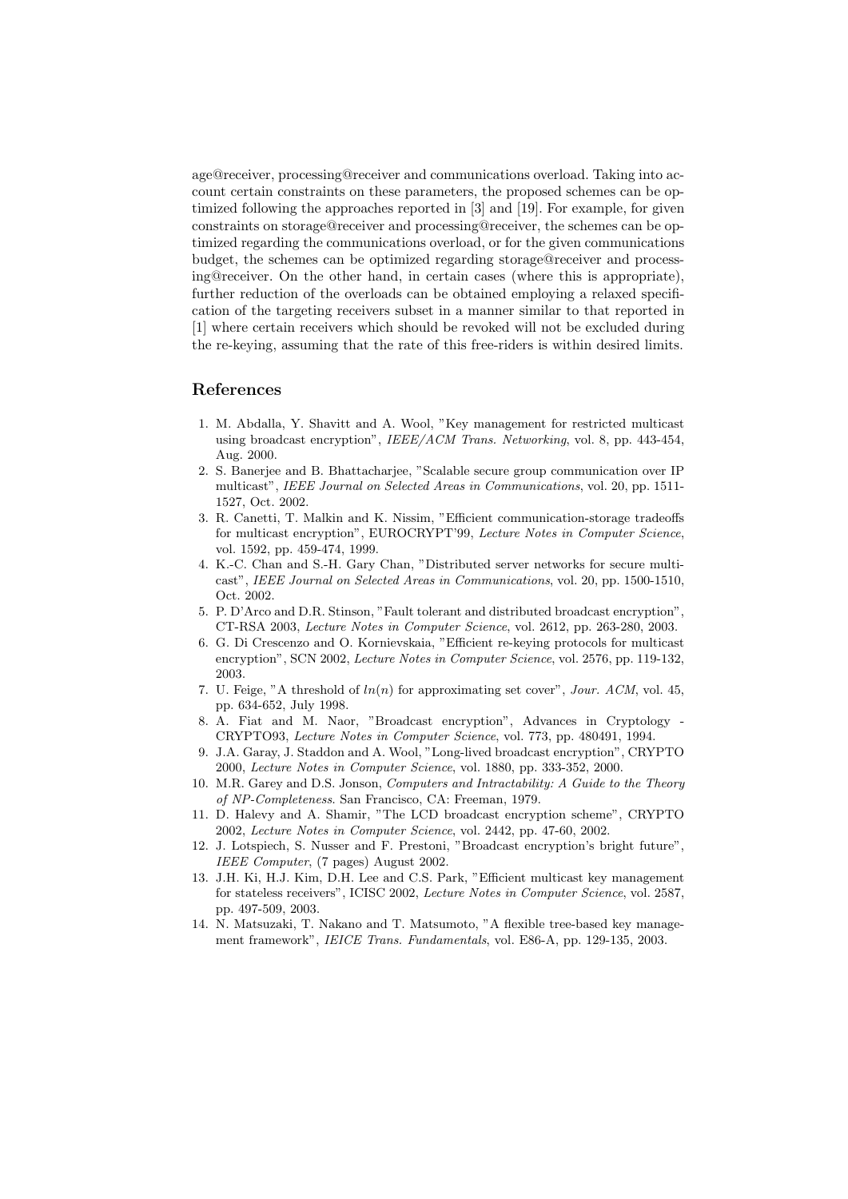age@receiver, processing@receiver and communications overload. Taking into account certain constraints on these parameters, the proposed schemes can be optimized following the approaches reported in [3] and [19]. For example, for given constraints on storage@receiver and processing@receiver, the schemes can be optimized regarding the communications overload, or for the given communications budget, the schemes can be optimized regarding storage@receiver and processing@receiver. On the other hand, in certain cases (where this is appropriate), further reduction of the overloads can be obtained employing a relaxed specification of the targeting receivers subset in a manner similar to that reported in [1] where certain receivers which should be revoked will not be excluded during the re-keying, assuming that the rate of this free-riders is within desired limits.

## References

1. M. Abdalla, Y. Shavitt and A. Wool, "Key management for restricted multicast using broadcast encryption", *IEEE/ACM Trans. Networking*, vol. 8, pp. 443-454, Aug. 2000.
2. S. Banerjee and B. Bhattacharjee, "Scalable secure group communication over IP multicast", *IEEE Journal on Selected Areas in Communications*, vol. 20, pp. 1511-1527, Oct. 2002.
3. R. Canetti, T. Malkin and K. Nissim, "Efficient communication-storage tradeoffs for multicast encryption", EUROCRYPT'99, *Lecture Notes in Computer Science*, vol. 1592, pp. 459-474, 1999.
4. K.-C. Chan and S.-H. Gary Chan, "Distributed server networks for secure multicast", *IEEE Journal on Selected Areas in Communications*, vol. 20, pp. 1500-1510, Oct. 2002.
5. P. D'Arco and D.R. Stinson, "Fault tolerant and distributed broadcast encryption", CT-RSA 2003, *Lecture Notes in Computer Science*, vol. 2612, pp. 263-280, 2003.
6. G. Di Crescenzo and O. Kornievskaia, "Efficient re-keying protocols for multicast encryption", SCN 2002, *Lecture Notes in Computer Science*, vol. 2576, pp. 119-132, 2003.
7. U. Feige, "A threshold of $ln(n)$ for approximating set cover", *Jour. ACM*, vol. 45, pp. 634-652, July 1998.
8. A. Fiat and M. Naor, "Broadcast encryption", Advances in Cryptology - CRYPTO93, *Lecture Notes in Computer Science*, vol. 773, pp. 480491, 1994.
9. J.A. Garay, J. Staddon and A. Wool, "Long-lived broadcast encryption", CRYPTO 2000, *Lecture Notes in Computer Science*, vol. 1880, pp. 333-352, 2000.
10. M.R. Garey and D.S. Jonson, *Computers and Intractability: A Guide to the Theory of NP-Completeness*. San Francisco, CA: Freeman, 1979.
11. D. Halevy and A. Shamir, "The LCD broadcast encryption scheme", CRYPTO 2002, *Lecture Notes in Computer Science*, vol. 2442, pp. 47-60, 2002.
12. J. Lotspiech, S. Nusser and F. Prestoni, "Broadcast encryption's bright future", *IEEE Computer*, (7 pages) August 2002.
13. J.H. Ki, H.J. Kim, D.H. Lee and C.S. Park, "Efficient multicast key management for stateless receivers", ICISC 2002, *Lecture Notes in Computer Science*, vol. 2587, pp. 497-509, 2003.
14. N. Matsuzaki, T. Nakano and T. Matsumoto, "A flexible tree-based key management framework", *IEICE Trans. Fundamentals*, vol. E86-A, pp. 129-135, 2003.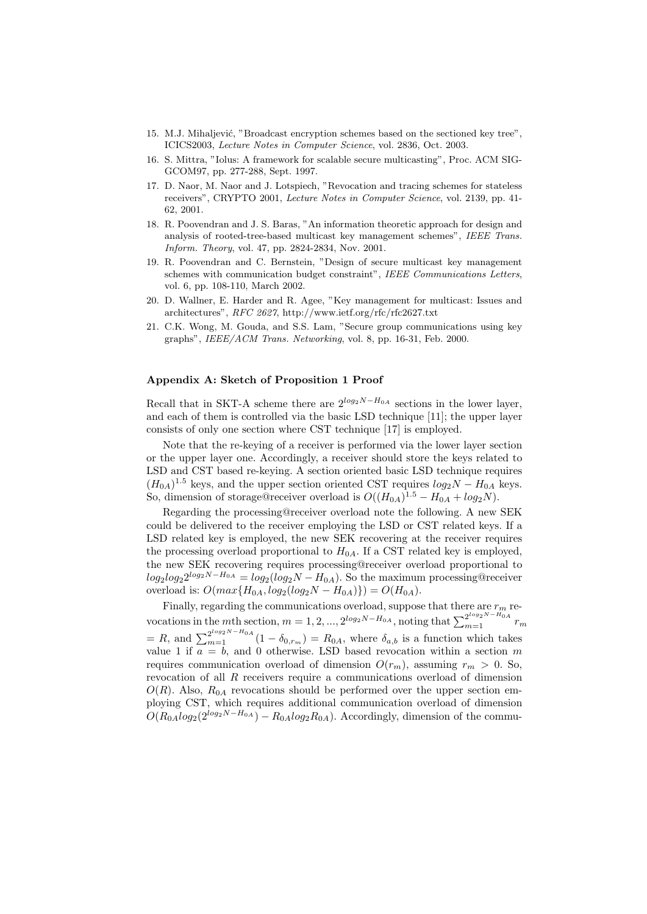15. M.J. Mihaljević, "Broadcast encryption schemes based on the sectioned key tree", ICICS2003, *Lecture Notes in Computer Science*, vol. 2836, Oct. 2003.
16. S. Mittra, "Iolus: A framework for scalable secure multicasting", Proc. ACM SIGGCOM97, pp. 277-288, Sept. 1997.
17. D. Naor, M. Naor and J. Lotspiech, "Revocation and tracing schemes for stateless receivers", CRYPTO 2001, *Lecture Notes in Computer Science*, vol. 2139, pp. 41-62, 2001.
18. R. Poovendran and J. S. Baras, "An information theoretic approach for design and analysis of rooted-tree-based multicast key management schemes", *IEEE Trans. Inform. Theory*, vol. 47, pp. 2824-2834, Nov. 2001.
19. R. Poovendran and C. Bernstein, "Design of secure multicast key management schemes with communication budget constraint", *IEEE Communications Letters*, vol. 6, pp. 108-110, March 2002.
20. D. Wallner, E. Harder and R. Agee, "Key management for multicast: Issues and architectures", *RFC 2627*, http://www.ietf.org/rfc/rfc2627.txt
21. C.K. Wong, M. Gouda, and S.S. Lam, "Secure group communications using key graphs", *IEEE/ACM Trans. Networking*, vol. 8, pp. 16-31, Feb. 2000.

## Appendix A: Sketch of Proposition 1 Proof

Recall that in SKT-A scheme there are $2^{log_2 N - H_{0A}}$ sections in the lower layer, and each of them is controlled via the basic LSD technique [11]; the upper layer consists of only one section where CST technique [17] is employed.

Note that the re-keying of a receiver is performed via the lower layer section or the upper layer one. Accordingly, a receiver should store the keys related to LSD and CST based re-keying. A section oriented basic LSD technique requires $(H_{0A})^{1.5}$ keys, and the upper section oriented CST requires $log_2 N - H_{0A}$ keys. So, dimension of storage@receiver overload is $O((H_{0A})^{1.5} - H_{0A} + log_2 N)$.

Regarding the processing@receiver overload note the following. A new SEK could be delivered to the receiver employing the LSD or CST related keys. If a LSD related key is employed, the new SEK recovering at the receiver requires the processing overload proportional to $H_{0A}$. If a CST related key is employed, the new SEK recovering requires processing@receiver overload proportional to $log_2 log_2 2^{log_2 N - H_{0A}} = log_2(log_2 N - H_{0A})$. So the maximum processing@receiver overload is: $O(max\{H_{0A}, log_2(log_2 N - H_{0A})\}) = O(H_{0A})$.

Finally, regarding the communications overload, suppose that there are $r_m$ revocations in the $m$th section, $m = 1, 2, ..., 2^{log_2 N - H_{0A}}$, noting that $\sum_{m=1}^{2^{log_2 N - H_{0A}}} r_m = R$, and $\sum_{m=1}^{2^{log_2 N - H_{0A}}} (1 - \delta_{0,r_m}) = R_{0A}$, where $\delta_{a,b}$ is a function which takes value 1 if $a = b$, and 0 otherwise. LSD based revocation within a section $m$ requires communication overload of dimension $O(r_m)$, assuming $r_m > 0$. So, revocation of all $R$ receivers require a communications overload of dimension $O(R)$. Also, $R_{0A}$ revocations should be performed over the upper section employing CST, which requires additional communication overload of dimension $O(R_{0A} log_2(2^{log_2 N - H_{0A}}) - R_{0A} log_2 R_{0A})$. Accordingly, dimension of the commu-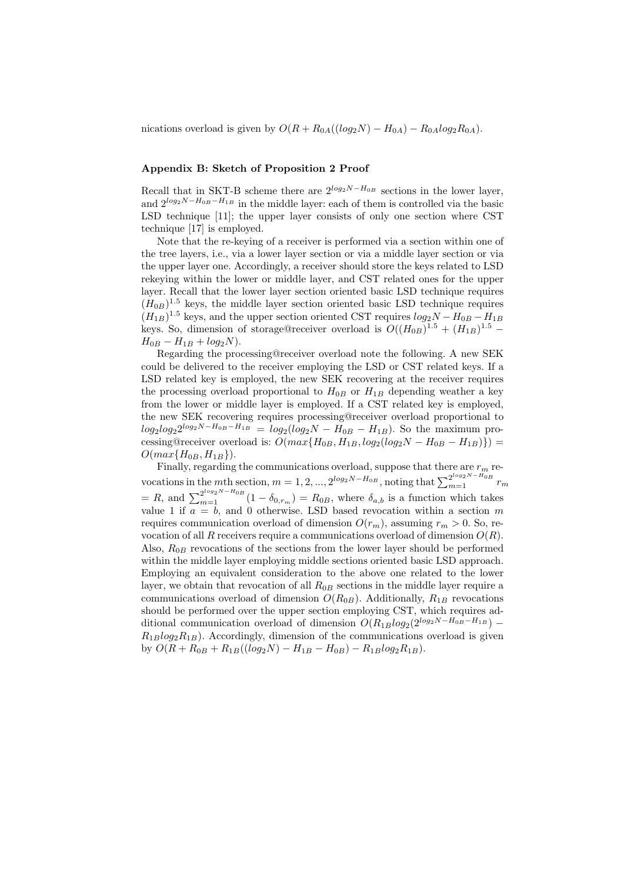nications overload is given by $O(R + R_{0A}((log_2 N) - H_{0A}) - R_{0A} log_2 R_{0A})$.

**Appendix B: Sketch of Proposition 2 Proof**

Recall that in SKT-B scheme there are $2^{log_2 N - H_{0B}}$ sections in the lower layer, and $2^{log_2 N - H_{0B} - H_{1B}}$ in the middle layer: each of them is controlled via the basic LSD technique [11]; the upper layer consists of only one section where CST technique [17] is employed.

Note that the re-keying of a receiver is performed via a section within one of the tree layers, i.e., via a lower layer section or via a middle layer section or via the upper layer one. Accordingly, a receiver should store the keys related to LSD rekeying within the lower or middle layer, and CST related ones for the upper layer. Recall that the lower layer section oriented basic LSD technique requires $(H_{0B})^{1.5}$ keys, the middle layer section oriented basic LSD technique requires $(H_{1B})^{1.5}$ keys, and the upper section oriented CST requires $log_2 N - H_{0B} - H_{1B}$ keys. So, dimension of storage@receiver overload is $O((H_{0B})^{1.5} + (H_{1B})^{1.5} - H_{0B} - H_{1B} + log_2 N)$.

Regarding the processing@receiver overload note the following. A new SEK could be delivered to the receiver employing the LSD or CST related keys. If a LSD related key is employed, the new SEK recovering at the receiver requires the processing overload proportional to $H_{0B}$ or $H_{1B}$ depending weather a key from the lower or middle layer is employed. If a CST related key is employed, the new SEK recovering requires processing@receiver overload proportional to $log_2 log_2 2^{log_2 N - H_{0B} - H_{1B}} = log_2(log_2 N - H_{0B} - H_{1B})$. So the maximum processing@receiver overload is: $O(max\{H_{0B}, H_{1B}, log_2(log_2 N - H_{0B} - H_{1B})\}) = O(max\{H_{0B}, H_{1B}\})$.

Finally, regarding the communications overload, suppose that there are $r_m$ revocations in the $m$th section, $m = 1, 2, ..., 2^{log_2 N - H_{0B}}$, noting that $\sum_{m=1}^{2^{log_2 N - H_{0B}}} r_m = R$, and $\sum_{m=1}^{2^{log_2 N - H_{0B}}} (1 - \delta_{0,r_m}) = R_{0B}$, where $\delta_{a,b}$ is a function which takes value 1 if $a = b$, and 0 otherwise. LSD based revocation within a section $m$ requires communication overload of dimension $O(r_m)$, assuming $r_m > 0$. So, revocation of all $R$ receivers require a communications overload of dimension $O(R)$. Also, $R_{0B}$ revocations of the sections from the lower layer should be performed within the middle layer employing middle sections oriented basic LSD approach. Employing an equivalent consideration to the above one related to the lower layer, we obtain that revocation of all $R_{0B}$ sections in the middle layer require a communications overload of dimension $O(R_{0B})$. Additionally, $R_{1B}$ revocations should be performed over the upper section employing CST, which requires additional communication overload of dimension $O(R_{1B} log_2(2^{log_2 N - H_{0B} - H_{1B}}) - R_{1B} log_2 R_{1B})$. Accordingly, dimension of the communications overload is given by $O(R + R_{0B} + R_{1B}((log_2 N) - H_{1B} - H_{0B}) - R_{1B} log_2 R_{1B})$.